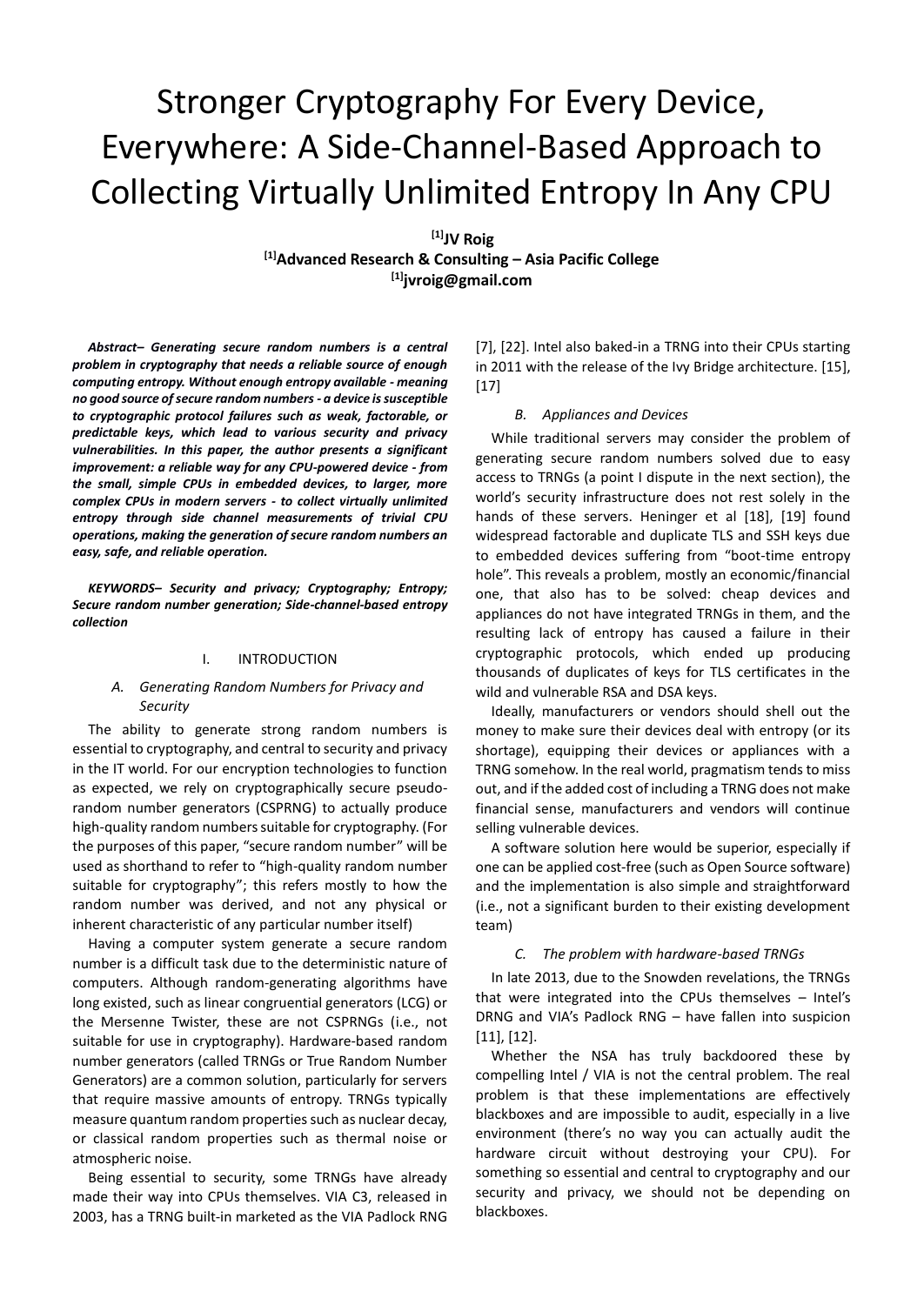# Stronger Cryptography For Every Device, Everywhere: A Side-Channel-Based Approach to Collecting Virtually Unlimited Entropy In Any CPU

**[1]JV Roig**
**[1]Advanced Research & Consulting – Asia Pacific College**
**[1]jvroig@gmail.com**

***Abstract– Generating secure random numbers is a central problem in cryptography that needs a reliable source of enough computing entropy. Without enough entropy available - meaning no good source of secure random numbers - a device is susceptible to cryptographic protocol failures such as weak, factorable, or predictable keys, which lead to various security and privacy vulnerabilities. In this paper, the author presents a significant improvement: a reliable way for any CPU-powered device - from the small, simple CPUs in embedded devices, to larger, more complex CPUs in modern servers - to collect virtually unlimited entropy through side channel measurements of trivial CPU operations, making the generation of secure random numbers an easy, safe, and reliable operation.***

***KEYWORDS– Security and privacy; Cryptography; Entropy; Secure random number generation; Side-channel-based entropy collection***

## I. INTRODUCTION

### *A. Generating Random Numbers for Privacy and Security*

The ability to generate strong random numbers is essential to cryptography, and central to security and privacy in the IT world. For our encryption technologies to function as expected, we rely on cryptographically secure pseudo-random number generators (CSPRNG) to actually produce high-quality random numbers suitable for cryptography. (For the purposes of this paper, "secure random number" will be used as shorthand to refer to "high-quality random number suitable for cryptography"; this refers mostly to how the random number was derived, and not any physical or inherent characteristic of any particular number itself)

Having a computer system generate a secure random number is a difficult task due to the deterministic nature of computers. Although random-generating algorithms have long existed, such as linear congruential generators (LCG) or the Mersenne Twister, these are not CSPRNGs (i.e., not suitable for use in cryptography). Hardware-based random number generators (called TRNGs or True Random Number Generators) are a common solution, particularly for servers that require massive amounts of entropy. TRNGs typically measure quantum random properties such as nuclear decay, or classical random properties such as thermal noise or atmospheric noise.

Being essential to security, some TRNGs have already made their way into CPUs themselves. VIA C3, released in 2003, has a TRNG built-in marketed as the VIA Padlock RNG [7], [22]. Intel also baked-in a TRNG into their CPUs starting in 2011 with the release of the Ivy Bridge architecture. [15], [17]

### *B. Appliances and Devices*

While traditional servers may consider the problem of generating secure random numbers solved due to easy access to TRNGs (a point I dispute in the next section), the world's security infrastructure does not rest solely in the hands of these servers. Heninger et al [18], [19] found widespread factorable and duplicate TLS and SSH keys due to embedded devices suffering from "boot-time entropy hole". This reveals a problem, mostly an economic/financial one, that also has to be solved: cheap devices and appliances do not have integrated TRNGs in them, and the resulting lack of entropy has caused a failure in their cryptographic protocols, which ended up producing thousands of duplicates of keys for TLS certificates in the wild and vulnerable RSA and DSA keys.

Ideally, manufacturers or vendors should shell out the money to make sure their devices deal with entropy (or its shortage), equipping their devices or appliances with a TRNG somehow. In the real world, pragmatism tends to miss out, and if the added cost of including a TRNG does not make financial sense, manufacturers and vendors will continue selling vulnerable devices.

A software solution here would be superior, especially if one can be applied cost-free (such as Open Source software) and the implementation is also simple and straightforward (i.e., not a significant burden to their existing development team)

### *C. The problem with hardware-based TRNGs*

In late 2013, due to the Snowden revelations, the TRNGs that were integrated into the CPUs themselves – Intel's DRNG and VIA's Padlock RNG – have fallen into suspicion [11], [12].

Whether the NSA has truly backdoored these by compelling Intel / VIA is not the central problem. The real problem is that these implementations are effectively blackboxes and are impossible to audit, especially in a live environment (there's no way you can actually audit the hardware circuit without destroying your CPU). For something so essential and central to cryptography and our security and privacy, we should not be depending on blackboxes.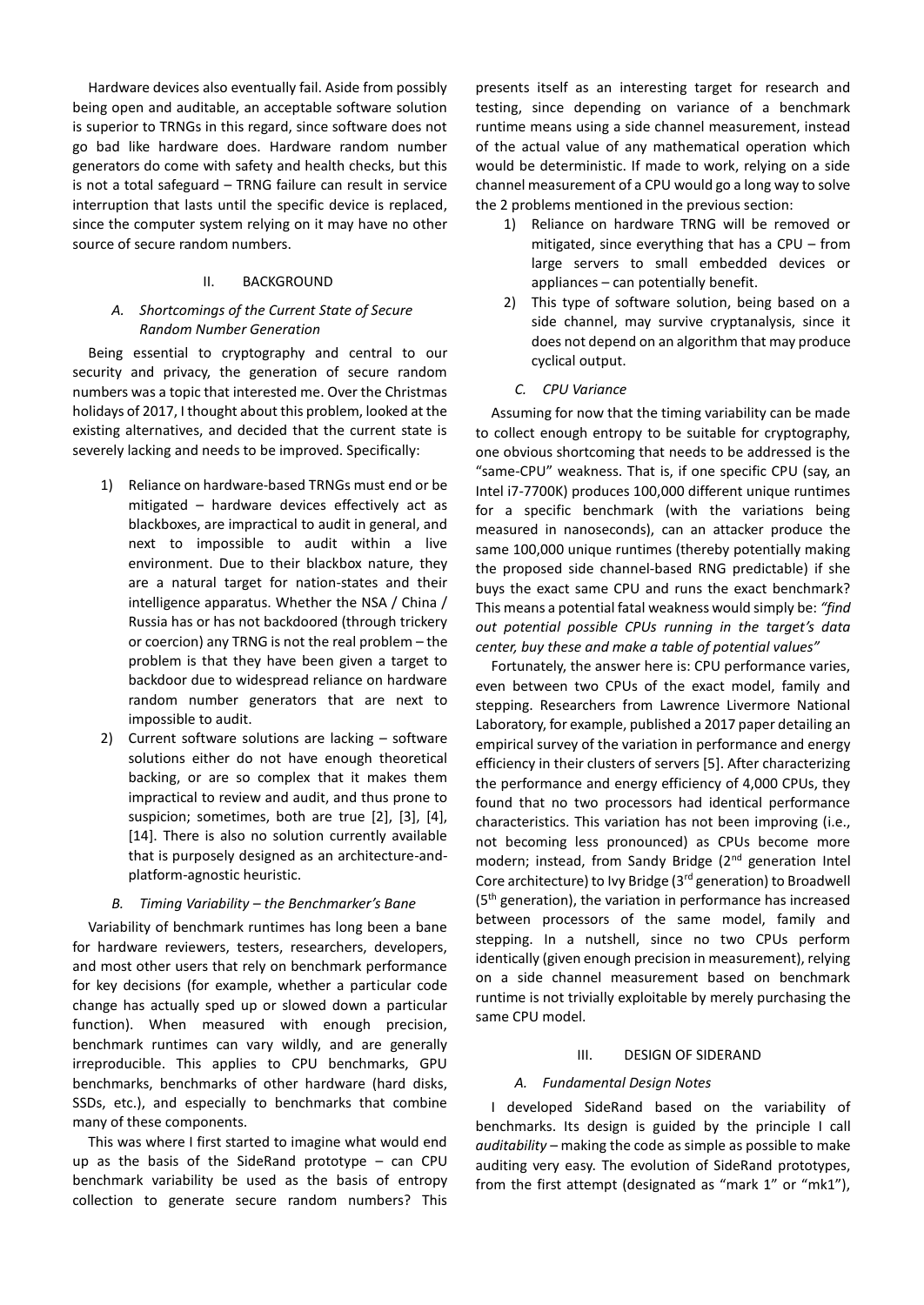Hardware devices also eventually fail. Aside from possibly being open and auditable, an acceptable software solution is superior to TRNGs in this regard, since software does not go bad like hardware does. Hardware random number generators do come with safety and health checks, but this is not a total safeguard – TRNG failure can result in service interruption that lasts until the specific device is replaced, since the computer system relying on it may have no other source of secure random numbers.

## II. Background

### A. Shortcomings of the Current State of Secure Random Number Generation

Being essential to cryptography and central to our security and privacy, the generation of secure random numbers was a topic that interested me. Over the Christmas holidays of 2017, I thought about this problem, looked at the existing alternatives, and decided that the current state is severely lacking and needs to be improved. Specifically:

1) Reliance on hardware-based TRNGs must end or be mitigated – hardware devices effectively act as blackboxes, are impractical to audit in general, and next to impossible to audit within a live environment. Due to their blackbox nature, they are a natural target for nation-states and their intelligence apparatus. Whether the NSA / China / Russia has or has not backdoored (through trickery or coercion) any TRNG is not the real problem – the problem is that they have been given a target to backdoor due to widespread reliance on hardware random number generators that are next to impossible to audit.
2) Current software solutions are lacking – software solutions either do not have enough theoretical backing, or are so complex that it makes them impractical to review and audit, and thus prone to suspicion; sometimes, both are true [2], [3], [4], [14]. There is also no solution currently available that is purposely designed as an architecture-and-platform-agnostic heuristic.

### B. Timing Variability – the Benchmarker's Bane

Variability of benchmark runtimes has long been a bane for hardware reviewers, testers, researchers, developers, and most other users that rely on benchmark performance for key decisions (for example, whether a particular code change has actually sped up or slowed down a particular function). When measured with enough precision, benchmark runtimes can vary wildly, and are generally irreproducible. This applies to CPU benchmarks, GPU benchmarks, benchmarks of other hardware (hard disks, SSDs, etc.), and especially to benchmarks that combine many of these components.

This was where I first started to imagine what would end up as the basis of the SideRand prototype – can CPU benchmark variability be used as the basis of entropy collection to generate secure random numbers? This presents itself as an interesting target for research and testing, since depending on variance of a benchmark runtime means using a side channel measurement, instead of the actual value of any mathematical operation which would be deterministic. If made to work, relying on a side channel measurement of a CPU would go a long way to solve the 2 problems mentioned in the previous section:

1) Reliance on hardware TRNG will be removed or mitigated, since everything that has a CPU – from large servers to small embedded devices or appliances – can potentially benefit.
2) This type of software solution, being based on a side channel, may survive cryptanalysis, since it does not depend on an algorithm that may produce cyclical output.

### C. CPU Variance

Assuming for now that the timing variability can be made to collect enough entropy to be suitable for cryptography, one obvious shortcoming that needs to be addressed is the "same-CPU" weakness. That is, if one specific CPU (say, an Intel i7-7700K) produces 100,000 different unique runtimes for a specific benchmark (with the variations being measured in nanoseconds), can an attacker produce the same 100,000 unique runtimes (thereby potentially making the proposed side channel-based RNG predictable) if she buys the exact same CPU and runs the exact benchmark? This means a potential fatal weakness would simply be: *"find out potential possible CPUs running in the target's data center, buy these and make a table of potential values"*

Fortunately, the answer here is: CPU performance varies, even between two CPUs of the exact model, family and stepping. Researchers from Lawrence Livermore National Laboratory, for example, published a 2017 paper detailing an empirical survey of the variation in performance and energy efficiency in their clusters of servers [5]. After characterizing the performance and energy efficiency of 4,000 CPUs, they found that no two processors had identical performance characteristics. This variation has not been improving (i.e., not becoming less pronounced) as CPUs become more modern; instead, from Sandy Bridge (2nd generation Intel Core architecture) to Ivy Bridge (3rd generation) to Broadwell (5th generation), the variation in performance has increased between processors of the same model, family and stepping. In a nutshell, since no two CPUs perform identically (given enough precision in measurement), relying on a side channel measurement based on benchmark runtime is not trivially exploitable by merely purchasing the same CPU model.

## III. Design of SideRand

### A. Fundamental Design Notes

I developed SideRand based on the variability of benchmarks. Its design is guided by the principle I call *auditability* – making the code as simple as possible to make auditing very easy. The evolution of SideRand prototypes, from the first attempt (designated as "mark 1" or "mk1"),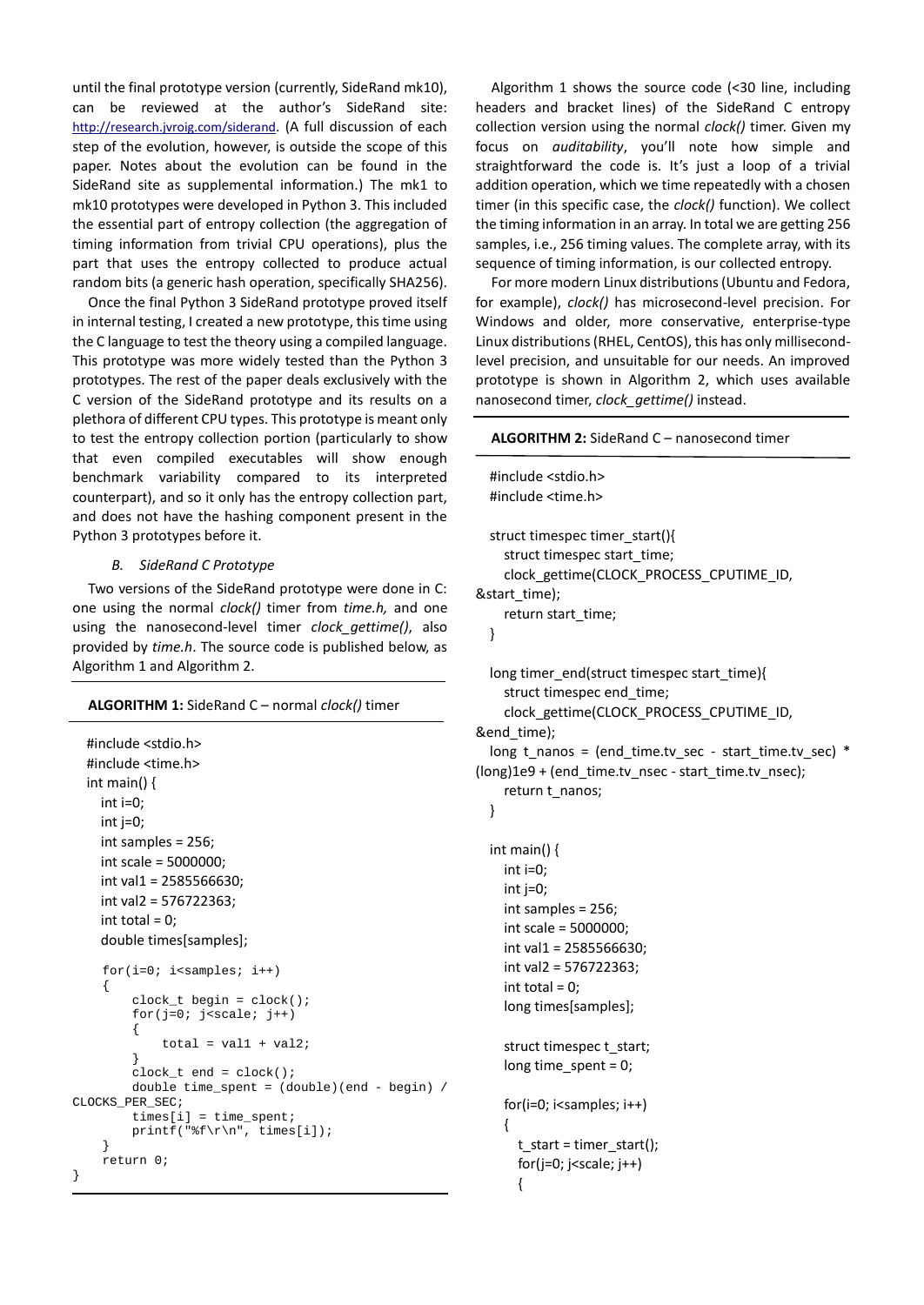until the final prototype version (currently, SideRand mk10), can be reviewed at the author's SideRand site: http://research.jvroig.com/siderand. (A full discussion of each step of the evolution, however, is outside the scope of this paper. Notes about the evolution can be found in the SideRand site as supplemental information.) The mk1 to mk10 prototypes were developed in Python 3. This included the essential part of entropy collection (the aggregation of timing information from trivial CPU operations), plus the part that uses the entropy collected to produce actual random bits (a generic hash operation, specifically SHA256).

Once the final Python 3 SideRand prototype proved itself in internal testing, I created a new prototype, this time using the C language to test the theory using a compiled language. This prototype was more widely tested than the Python 3 prototypes. The rest of the paper deals exclusively with the C version of the SideRand prototype and its results on a plethora of different CPU types. This prototype is meant only to test the entropy collection portion (particularly to show that even compiled executables will show enough benchmark variability compared to its interpreted counterpart), and so it only has the entropy collection part, and does not have the hashing component present in the Python 3 prototypes before it.

### *B. SideRand C Prototype*

Two versions of the SideRand prototype were done in C: one using the normal *clock()* timer from *time.h,* and one using the nanosecond-level timer *clock_gettime()*, also provided by *time.h*. The source code is published below, as Algorithm 1 and Algorithm 2.

**ALGORITHM 1:** SideRand C – normal *clock()* timer

```
#include <stdio.h>
#include <time.h>
int main() {
    int i=0;
    int j=0;
    int samples = 256;
    int scale = 5000000;
    int val1 = 2585566630;
    int val2 = 576722363;
    int total = 0;
    double times[samples];

    for(i=0; i<samples; i++)
    {
        clock_t begin = clock();
        for(j=0; j<scale; j++)
        {
            total = val1 + val2;
        }
        clock_t end = clock();
        double time_spent = (double)(end - begin) /
CLOCKS_PER_SEC;
        times[i] = time_spent;
        printf("%f\r\n", times[i]);
    }
    return 0;
}
```

Algorithm 1 shows the source code (<30 line, including headers and bracket lines) of the SideRand C entropy collection version using the normal *clock()* timer. Given my focus on *auditability*, you'll note how simple and straightforward the code is. It's just a loop of a trivial addition operation, which we time repeatedly with a chosen timer (in this specific case, the *clock()* function). We collect the timing information in an array. In total we are getting 256 samples, i.e., 256 timing values. The complete array, with its sequence of timing information, is our collected entropy.

For more modern Linux distributions (Ubuntu and Fedora, for example), *clock()* has microsecond-level precision. For Windows and older, more conservative, enterprise-type Linux distributions (RHEL, CentOS), this has only millisecond-level precision, and unsuitable for our needs. An improved prototype is shown in Algorithm 2, which uses available nanosecond timer, *clock_gettime()* instead.

**ALGORITHM 2:** SideRand C – nanosecond timer

```
#include <stdio.h>
#include <time.h>

struct timespec timer_start(){
    struct timespec start_time;
    clock_gettime(CLOCK_PROCESS_CPUTIME_ID,
&start_time);
    return start_time;
}

long timer_end(struct timespec start_time){
    struct timespec end_time;
    clock_gettime(CLOCK_PROCESS_CPUTIME_ID,
&end_time);
  long t_nanos = (end_time.tv_sec - start_time.tv_sec) *
(long)1e9 + (end_time.tv_nsec - start_time.tv_nsec);
    return t_nanos;
}

int main() {
    int i=0;
    int j=0;
    int samples = 256;
    int scale = 5000000;
    int val1 = 2585566630;
    int val2 = 576722363;
    int total = 0;
    long times[samples];

    struct timespec t_start;
    long time_spent = 0;

    for(i=0; i<samples; i++)
    {
        t_start = timer_start();
        for(j=0; j<scale; j++)
        {
```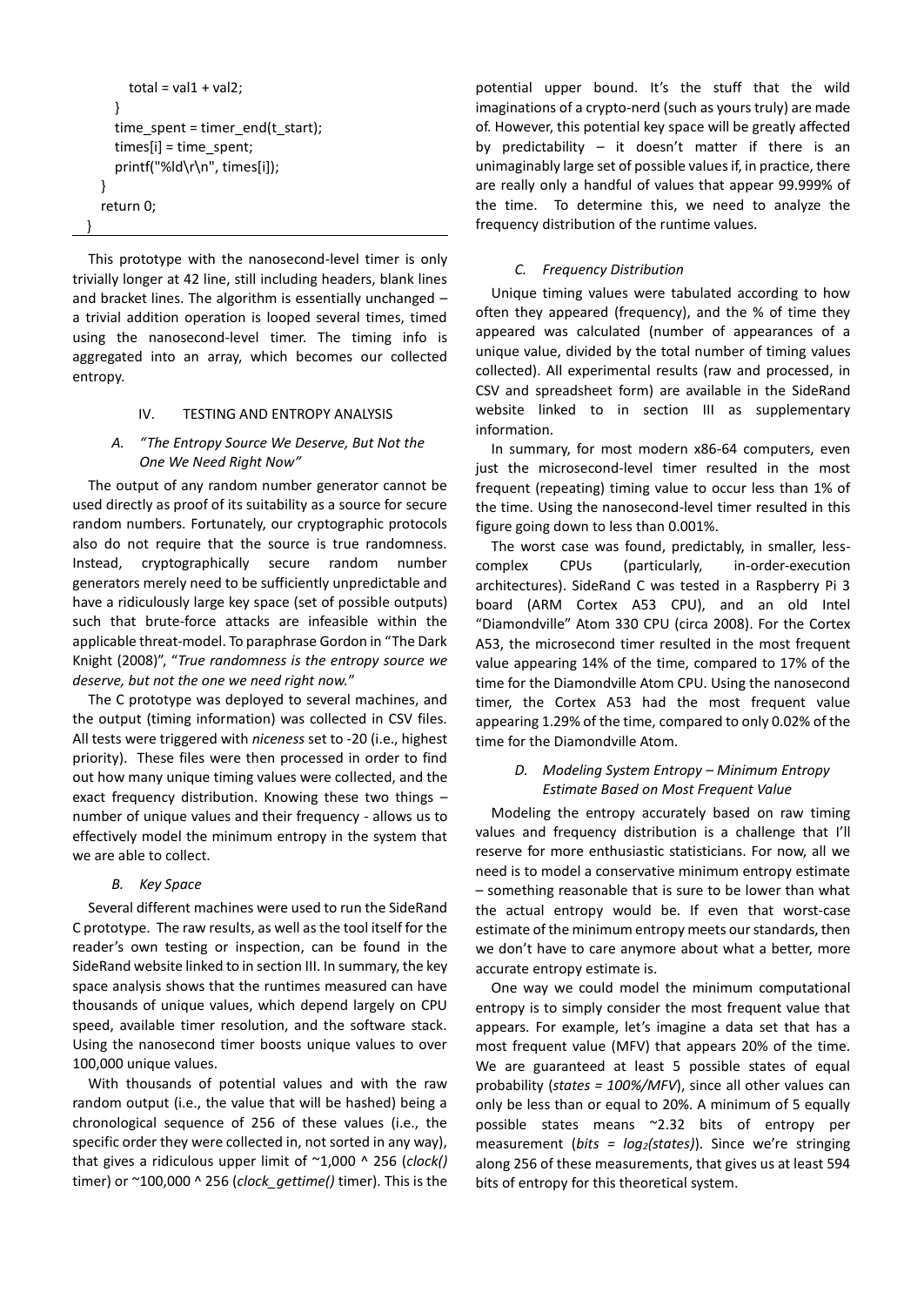```
        total = val1 + val2;
      }
      time_spent = timer_end(t_start);
      times[i] = time_spent;
      printf("%ld\r\n", times[i]);
    }
    return 0;
}
```

This prototype with the nanosecond-level timer is only trivially longer at 42 line, still including headers, blank lines and bracket lines. The algorithm is essentially unchanged – a trivial addition operation is looped several times, timed using the nanosecond-level timer. The timing info is aggregated into an array, which becomes our collected entropy.

## IV. TESTING AND ENTROPY ANALYSIS

### A. *"The Entropy Source We Deserve, But Not the One We Need Right Now"*

The output of any random number generator cannot be used directly as proof of its suitability as a source for secure random numbers. Fortunately, our cryptographic protocols also do not require that the source is true randomness. Instead, cryptographically secure random number generators merely need to be sufficiently unpredictable and have a ridiculously large key space (set of possible outputs) such that brute-force attacks are infeasible within the applicable threat-model. To paraphrase Gordon in "The Dark Knight (2008)", "*True randomness is the entropy source we deserve, but not the one we need right now.*"

The C prototype was deployed to several machines, and the output (timing information) was collected in CSV files. All tests were triggered with *niceness* set to -20 (i.e., highest priority). These files were then processed in order to find out how many unique timing values were collected, and the exact frequency distribution. Knowing these two things – number of unique values and their frequency - allows us to effectively model the minimum entropy in the system that we are able to collect.

### B. *Key Space*

Several different machines were used to run the SideRand C prototype. The raw results, as well as the tool itself for the reader's own testing or inspection, can be found in the SideRand website linked to in section III. In summary, the key space analysis shows that the runtimes measured can have thousands of unique values, which depend largely on CPU speed, available timer resolution, and the software stack. Using the nanosecond timer boosts unique values to over 100,000 unique values.

With thousands of potential values and with the raw random output (i.e., the value that will be hashed) being a chronological sequence of 256 of these values (i.e., the specific order they were collected in, not sorted in any way), that gives a ridiculous upper limit of ~1,000 ^ 256 (*clock()* timer) or ~100,000 ^ 256 (*clock_gettime()* timer). This is the potential upper bound. It's the stuff that the wild imaginations of a crypto-nerd (such as yours truly) are made of. However, this potential key space will be greatly affected by predictability – it doesn't matter if there is an unimaginably large set of possible values if, in practice, there are really only a handful of values that appear 99.999% of the time. To determine this, we need to analyze the frequency distribution of the runtime values.

### C. *Frequency Distribution*

Unique timing values were tabulated according to how often they appeared (frequency), and the % of time they appeared was calculated (number of appearances of a unique value, divided by the total number of timing values collected). All experimental results (raw and processed, in CSV and spreadsheet form) are available in the SideRand website linked to in section III as supplementary information.

In summary, for most modern x86-64 computers, even just the microsecond-level timer resulted in the most frequent (repeating) timing value to occur less than 1% of the time. Using the nanosecond-level timer resulted in this figure going down to less than 0.001%.

The worst case was found, predictably, in smaller, less-complex CPUs (particularly, in-order-execution architectures). SideRand C was tested in a Raspberry Pi 3 board (ARM Cortex A53 CPU), and an old Intel "Diamondville" Atom 330 CPU (circa 2008). For the Cortex A53, the microsecond timer resulted in the most frequent value appearing 14% of the time, compared to 17% of the time for the Diamondville Atom CPU. Using the nanosecond timer, the Cortex A53 had the most frequent value appearing 1.29% of the time, compared to only 0.02% of the time for the Diamondville Atom.

### D. *Modeling System Entropy – Minimum Entropy Estimate Based on Most Frequent Value*

Modeling the entropy accurately based on raw timing values and frequency distribution is a challenge that I'll reserve for more enthusiastic statisticians. For now, all we need is to model a conservative minimum entropy estimate – something reasonable that is sure to be lower than what the actual entropy would be. If even that worst-case estimate of the minimum entropy meets our standards, then we don't have to care anymore about what a better, more accurate entropy estimate is.

One way we could model the minimum computational entropy is to simply consider the most frequent value that appears. For example, let's imagine a data set that has a most frequent value (MFV) that appears 20% of the time. We are guaranteed at least 5 possible states of equal probability (*states = 100%/MFV*), since all other values can only be less than or equal to 20%. A minimum of 5 equally possible states means ~2.32 bits of entropy per measurement ($bits = log_2(states)$). Since we're stringing along 256 of these measurements, that gives us at least 594 bits of entropy for this theoretical system.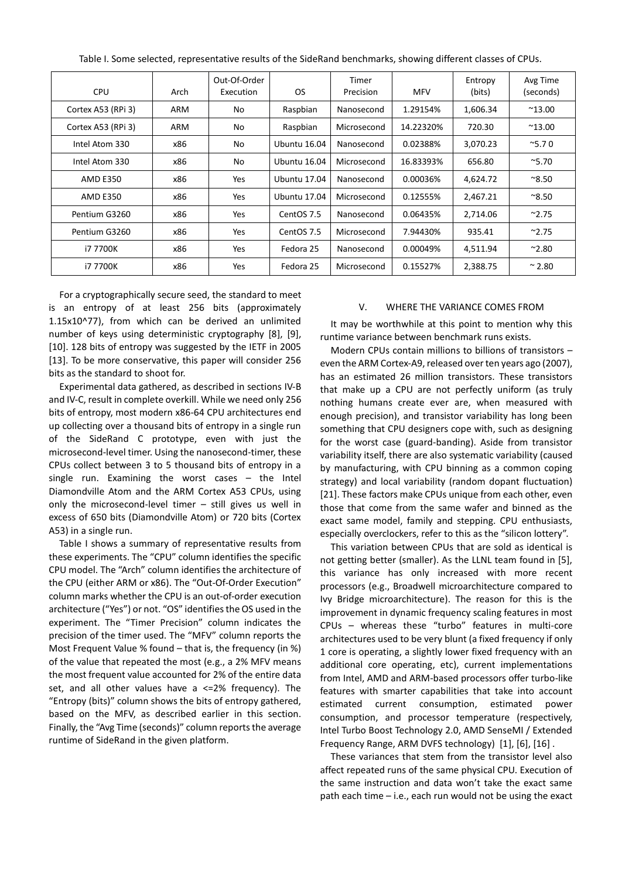Table I. Some selected, representative results of the SideRand benchmarks, showing different classes of CPUs.

| CPU | Arch | Out-Of-Order Execution | OS | Timer Precision | MFV | Entropy (bits) | Avg Time (seconds) |
|---|---|---|---|---|---|---|---|
| Cortex A53 (RPi 3) | ARM | No | Raspbian | Nanosecond | 1.29154% | 1,606.34 | ~13.00 |
| Cortex A53 (RPi 3) | ARM | No | Raspbian | Microsecond | 14.22320% | 720.30 | ~13.00 |
| Intel Atom 330 | x86 | No | Ubuntu 16.04 | Nanosecond | 0.02388% | 3,070.23 | ~5.7 0 |
| Intel Atom 330 | x86 | No | Ubuntu 16.04 | Microsecond | 16.83393% | 656.80 | ~5.70 |
| AMD E350 | x86 | Yes | Ubuntu 17.04 | Nanosecond | 0.00036% | 4,624.72 | ~8.50 |
| AMD E350 | x86 | Yes | Ubuntu 17.04 | Microsecond | 0.12555% | 2,467.21 | ~8.50 |
| Pentium G3260 | x86 | Yes | CentOS 7.5 | Nanosecond | 0.06435% | 2,714.06 | ~2.75 |
| Pentium G3260 | x86 | Yes | CentOS 7.5 | Microsecond | 7.94430% | 935.41 | ~2.75 |
| i7 7700K | x86 | Yes | Fedora 25 | Nanosecond | 0.00049% | 4,511.94 | ~2.80 |
| i7 7700K | x86 | Yes | Fedora 25 | Microsecond | 0.15527% | 2,388.75 | ~ 2.80 |

For a cryptographically secure seed, the standard to meet is an entropy of at least 256 bits (approximately 1.15x10^77), from which can be derived an unlimited number of keys using deterministic cryptography [8], [9], [10]. 128 bits of entropy was suggested by the IETF in 2005 [13]. To be more conservative, this paper will consider 256 bits as the standard to shoot for.

Experimental data gathered, as described in sections IV-B and IV-C, result in complete overkill. While we need only 256 bits of entropy, most modern x86-64 CPU architectures end up collecting over a thousand bits of entropy in a single run of the SideRand C prototype, even with just the microsecond-level timer. Using the nanosecond-timer, these CPUs collect between 3 to 5 thousand bits of entropy in a single run. Examining the worst cases – the Intel Diamondville Atom and the ARM Cortex A53 CPUs, using only the microsecond-level timer – still gives us well in excess of 650 bits (Diamondville Atom) or 720 bits (Cortex A53) in a single run.

Table I shows a summary of representative results from these experiments. The "CPU" column identifies the specific CPU model. The "Arch" column identifies the architecture of the CPU (either ARM or x86). The "Out-Of-Order Execution" column marks whether the CPU is an out-of-order execution architecture ("Yes") or not. "OS" identifies the OS used in the experiment. The "Timer Precision" column indicates the precision of the timer used. The "MFV" column reports the Most Frequent Value % found – that is, the frequency (in %) of the value that repeated the most (e.g., a 2% MFV means the most frequent value accounted for 2% of the entire data set, and all other values have a <=2% frequency). The "Entropy (bits)" column shows the bits of entropy gathered, based on the MFV, as described earlier in this section. Finally, the "Avg Time (seconds)" column reports the average runtime of SideRand in the given platform.

## V. WHERE THE VARIANCE COMES FROM

It may be worthwhile at this point to mention why this runtime variance between benchmark runs exists.

Modern CPUs contain millions to billions of transistors – even the ARM Cortex-A9, released over ten years ago (2007), has an estimated 26 million transistors. These transistors that make up a CPU are not perfectly uniform (as truly nothing humans create ever are, when measured with enough precision), and transistor variability has long been something that CPU designers cope with, such as designing for the worst case (guard-banding). Aside from transistor variability itself, there are also systematic variability (caused by manufacturing, with CPU binning as a common coping strategy) and local variability (random dopant fluctuation) [21]. These factors make CPUs unique from each other, even those that come from the same wafer and binned as the exact same model, family and stepping. CPU enthusiasts, especially overclockers, refer to this as the "silicon lottery".

This variation between CPUs that are sold as identical is not getting better (smaller). As the LLNL team found in [5], this variance has only increased with more recent processors (e.g., Broadwell microarchitecture compared to Ivy Bridge microarchitecture). The reason for this is the improvement in dynamic frequency scaling features in most CPUs – whereas these "turbo" features in multi-core architectures used to be very blunt (a fixed frequency if only 1 core is operating, a slightly lower fixed frequency with an additional core operating, etc), current implementations from Intel, AMD and ARM-based processors offer turbo-like features with smarter capabilities that take into account estimated current consumption, estimated power consumption, and processor temperature (respectively, Intel Turbo Boost Technology 2.0, AMD SenseMI / Extended Frequency Range, ARM DVFS technology) [1], [6], [16] .

These variances that stem from the transistor level also affect repeated runs of the same physical CPU. Execution of the same instruction and data won't take the exact same path each time – i.e., each run would not be using the exact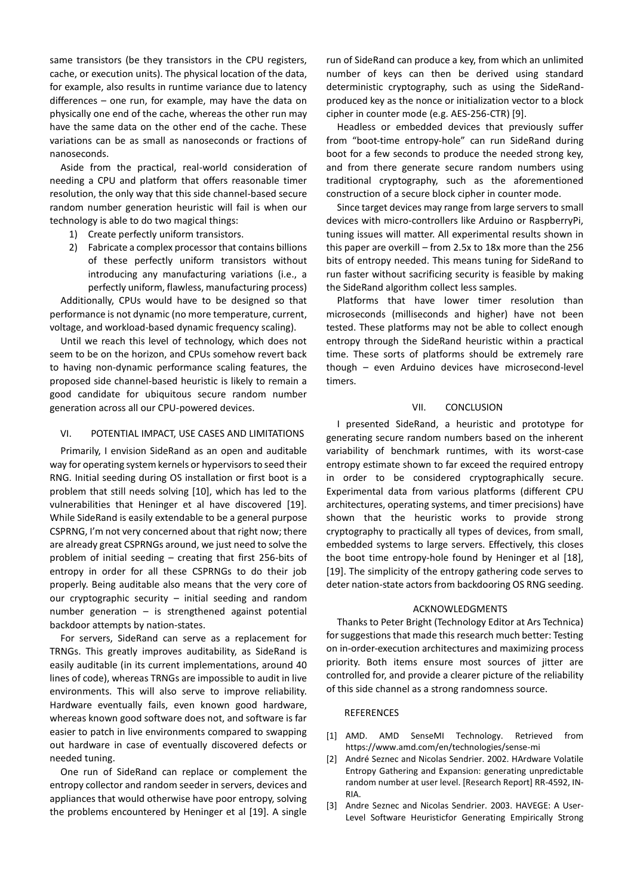same transistors (be they transistors in the CPU registers, cache, or execution units). The physical location of the data, for example, also results in runtime variance due to latency differences – one run, for example, may have the data on physically one end of the cache, whereas the other run may have the same data on the other end of the cache. These variations can be as small as nanoseconds or fractions of nanoseconds.

Aside from the practical, real-world consideration of needing a CPU and platform that offers reasonable timer resolution, the only way that this side channel-based secure random number generation heuristic will fail is when our technology is able to do two magical things:

1) Create perfectly uniform transistors.
2) Fabricate a complex processor that contains billions of these perfectly uniform transistors without introducing any manufacturing variations (i.e., a perfectly uniform, flawless, manufacturing process)

Additionally, CPUs would have to be designed so that performance is not dynamic (no more temperature, current, voltage, and workload-based dynamic frequency scaling).

Until we reach this level of technology, which does not seem to be on the horizon, and CPUs somehow revert back to having non-dynamic performance scaling features, the proposed side channel-based heuristic is likely to remain a good candidate for ubiquitous secure random number generation across all our CPU-powered devices.

## VI. POTENTIAL IMPACT, USE CASES AND LIMITATIONS

Primarily, I envision SideRand as an open and auditable way for operating system kernels or hypervisors to seed their RNG. Initial seeding during OS installation or first boot is a problem that still needs solving [10], which has led to the vulnerabilities that Heninger et al have discovered [19]. While SideRand is easily extendable to be a general purpose CSPRNG, I'm not very concerned about that right now; there are already great CSPRNGs around, we just need to solve the problem of initial seeding – creating that first 256-bits of entropy in order for all these CSPRNGs to do their job properly. Being auditable also means that the very core of our cryptographic security – initial seeding and random number generation – is strengthened against potential backdoor attempts by nation-states.

For servers, SideRand can serve as a replacement for TRNGs. This greatly improves auditability, as SideRand is easily auditable (in its current implementations, around 40 lines of code), whereas TRNGs are impossible to audit in live environments. This will also serve to improve reliability. Hardware eventually fails, even known good hardware, whereas known good software does not, and software is far easier to patch in live environments compared to swapping out hardware in case of eventually discovered defects or needed tuning.

One run of SideRand can replace or complement the entropy collector and random seeder in servers, devices and appliances that would otherwise have poor entropy, solving the problems encountered by Heninger et al [19]. A single run of SideRand can produce a key, from which an unlimited number of keys can then be derived using standard deterministic cryptography, such as using the SideRand-produced key as the nonce or initialization vector to a block cipher in counter mode (e.g. AES-256-CTR) [9].

Headless or embedded devices that previously suffer from "boot-time entropy-hole" can run SideRand during boot for a few seconds to produce the needed strong key, and from there generate secure random numbers using traditional cryptography, such as the aforementioned construction of a secure block cipher in counter mode.

Since target devices may range from large servers to small devices with micro-controllers like Arduino or RaspberryPi, tuning issues will matter. All experimental results shown in this paper are overkill – from 2.5x to 18x more than the 256 bits of entropy needed. This means tuning for SideRand to run faster without sacrificing security is feasible by making the SideRand algorithm collect less samples.

Platforms that have lower timer resolution than microseconds (milliseconds and higher) have not been tested. These platforms may not be able to collect enough entropy through the SideRand heuristic within a practical time. These sorts of platforms should be extremely rare though – even Arduino devices have microsecond-level timers.

## VII. CONCLUSION

I presented SideRand, a heuristic and prototype for generating secure random numbers based on the inherent variability of benchmark runtimes, with its worst-case entropy estimate shown to far exceed the required entropy in order to be considered cryptographically secure. Experimental data from various platforms (different CPU architectures, operating systems, and timer precisions) have shown that the heuristic works to provide strong cryptography to practically all types of devices, from small, embedded systems to large servers. Effectively, this closes the boot time entropy-hole found by Heninger et al [18], [19]. The simplicity of the entropy gathering code serves to deter nation-state actors from backdooring OS RNG seeding.

## ACKNOWLEDGMENTS

Thanks to Peter Bright (Technology Editor at Ars Technica) for suggestions that made this research much better: Testing on in-order-execution architectures and maximizing process priority. Both items ensure most sources of jitter are controlled for, and provide a clearer picture of the reliability of this side channel as a strong randomness source.

## REFERENCES

[1] AMD. AMD SenseMI Technology. Retrieved from https://www.amd.com/en/technologies/sense-mi
[2] André Seznec and Nicolas Sendrier. 2002. HArdware Volatile Entropy Gathering and Expansion: generating unpredictable random number at user level. [Research Report] RR-4592, INRIA.
[3] Andre Seznec and Nicolas Sendrier. 2003. HAVEGE: A User-Level Software Heuristicfor Generating Empirically Strong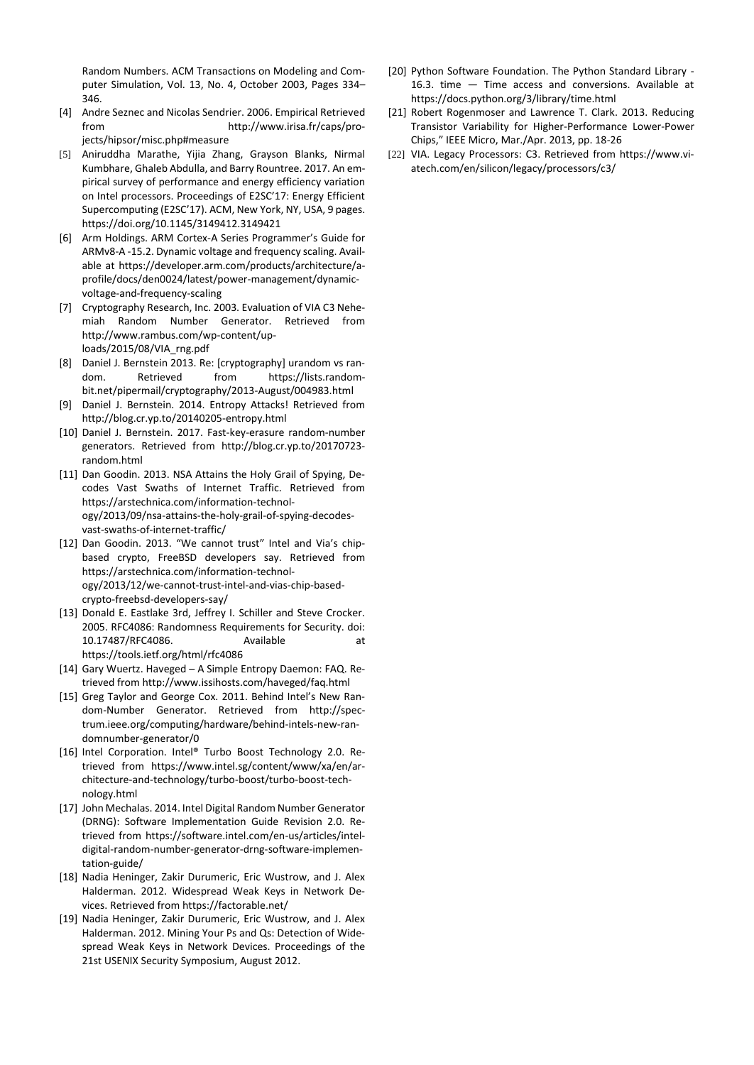Random Numbers. ACM Transactions on Modeling and Computer Simulation, Vol. 13, No. 4, October 2003, Pages 334–346.

[4] Andre Seznec and Nicolas Sendrier. 2006. Empirical Retrieved from http://www.irisa.fr/caps/projects/hipsor/misc.php#measure

[5] Aniruddha Marathe, Yijia Zhang, Grayson Blanks, Nirmal Kumbhare, Ghaleb Abdulla, and Barry Rountree. 2017. An empirical survey of performance and energy efficiency variation on Intel processors. Proceedings of E2SC'17: Energy Efficient Supercomputing (E2SC'17). ACM, New York, NY, USA, 9 pages. https://doi.org/10.1145/3149412.3149421

[6] Arm Holdings. ARM Cortex-A Series Programmer's Guide for ARMv8-A -15.2. Dynamic voltage and frequency scaling. Available at https://developer.arm.com/products/architecture/a-profile/docs/den0024/latest/power-management/dynamic-voltage-and-frequency-scaling

[7] Cryptography Research, Inc. 2003. Evaluation of VIA C3 Nehemiah Random Number Generator. Retrieved from http://www.rambus.com/wp-content/uploads/2015/08/VIA_rng.pdf

[8] Daniel J. Bernstein 2013. Re: [cryptography] urandom vs random. Retrieved from https://lists.randombit.net/pipermail/cryptography/2013-August/004983.html

[9] Daniel J. Bernstein. 2014. Entropy Attacks! Retrieved from http://blog.cr.yp.to/20140205-entropy.html

[10] Daniel J. Bernstein. 2017. Fast-key-erasure random-number generators. Retrieved from http://blog.cr.yp.to/20170723-random.html

[11] Dan Goodin. 2013. NSA Attains the Holy Grail of Spying, Decodes Vast Swaths of Internet Traffic. Retrieved from https://arstechnica.com/information-technology/2013/09/nsa-attains-the-holy-grail-of-spying-decodes-vast-swaths-of-internet-traffic/

[12] Dan Goodin. 2013. "We cannot trust" Intel and Via's chip-based crypto, FreeBSD developers say. Retrieved from https://arstechnica.com/information-technology/2013/12/we-cannot-trust-intel-and-vias-chip-based-crypto-freebsd-developers-say/

[13] Donald E. Eastlake 3rd, Jeffrey I. Schiller and Steve Crocker. 2005. RFC4086: Randomness Requirements for Security. doi: 10.17487/RFC4086. Available at https://tools.ietf.org/html/rfc4086

[14] Gary Wuertz. Haveged – A Simple Entropy Daemon: FAQ. Retrieved from http://www.issihosts.com/haveged/faq.html

[15] Greg Taylor and George Cox. 2011. Behind Intel's New Random-Number Generator. Retrieved from http://spectrum.ieee.org/computing/hardware/behind-intels-new-randomnumber-generator/0

[16] Intel Corporation. Intel® Turbo Boost Technology 2.0. Retrieved from https://www.intel.sg/content/www/xa/en/architecture-and-technology/turbo-boost/turbo-boost-technology.html

[17] John Mechalas. 2014. Intel Digital Random Number Generator (DRNG): Software Implementation Guide Revision 2.0. Retrieved from https://software.intel.com/en-us/articles/intel-digital-random-number-generator-drng-software-implementation-guide/

[18] Nadia Heninger, Zakir Durumeric, Eric Wustrow, and J. Alex Halderman. 2012. Widespread Weak Keys in Network Devices. Retrieved from https://factorable.net/

[19] Nadia Heninger, Zakir Durumeric, Eric Wustrow, and J. Alex Halderman. 2012. Mining Your Ps and Qs: Detection of Widespread Weak Keys in Network Devices. Proceedings of the 21st USENIX Security Symposium, August 2012.

[20] Python Software Foundation. The Python Standard Library - 16.3. time — Time access and conversions. Available at https://docs.python.org/3/library/time.html

[21] Robert Rogenmoser and Lawrence T. Clark. 2013. Reducing Transistor Variability for Higher-Performance Lower-Power Chips," IEEE Micro, Mar./Apr. 2013, pp. 18-26

[22] VIA. Legacy Processors: C3. Retrieved from https://www.viatech.com/en/silicon/legacy/processors/c3/